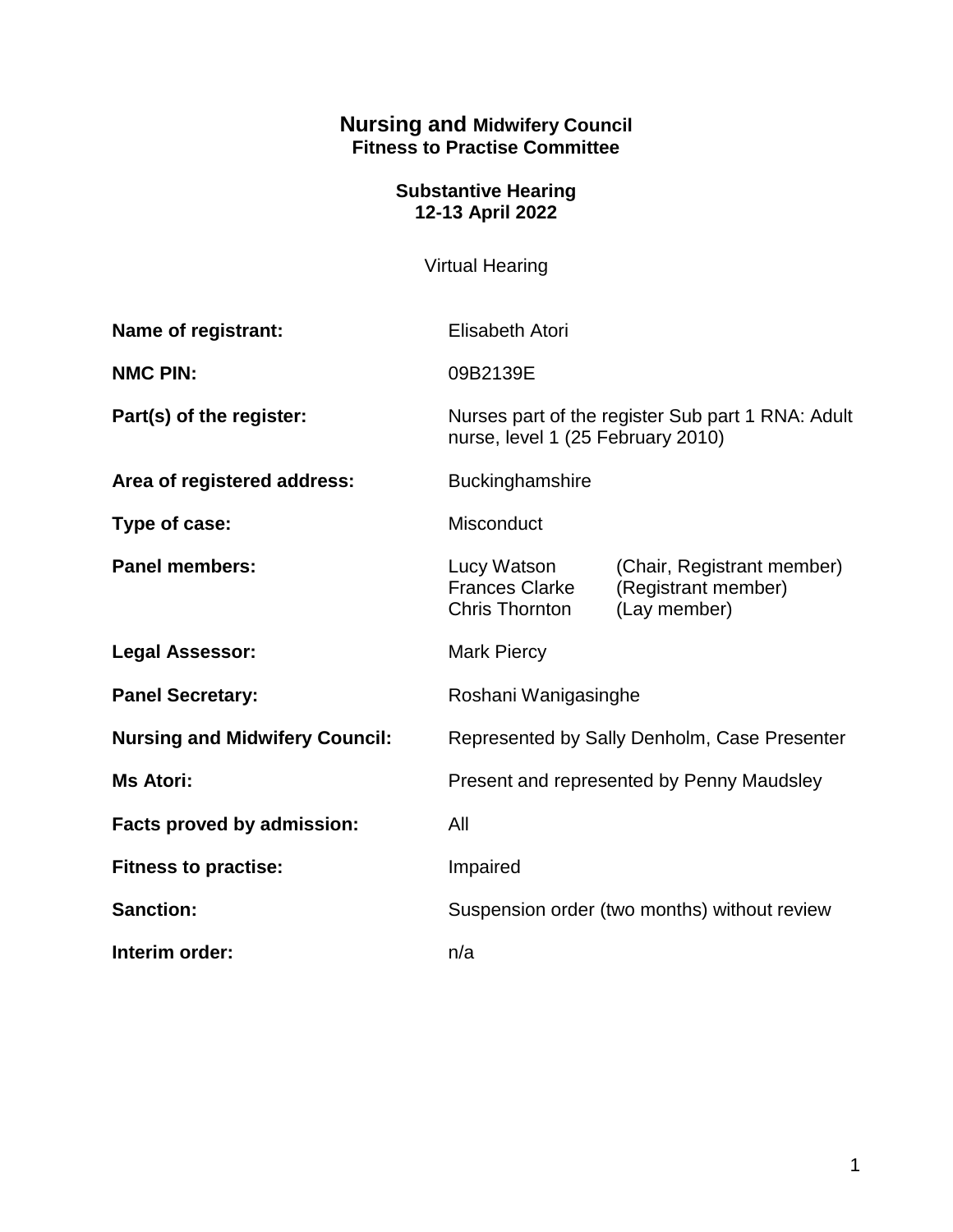# Nursing and Midwifery Council
## Fitness to Practise Committee

### Substantive Hearing
### 12-13 April 2022

Virtual Hearing

| | | |
|---|---|---|
| **Name of registrant:** | Elisabeth Atori | |
| **NMC PIN:** | 09B2139E | |
| **Part(s) of the register:** | Nurses part of the register Sub part 1 RNA: Adult nurse, level 1 (25 February 2010) | |
| **Area of registered address:** | Buckinghamshire | |
| **Type of case:** | Misconduct | |
| **Panel members:** | Lucy Watson<br>Frances Clarke<br>Chris Thornton | (Chair, Registrant member)<br>(Registrant member)<br>(Lay member) |
| **Legal Assessor:** | Mark Piercy | |
| **Panel Secretary:** | Roshani Wanigasinghe | |
| **Nursing and Midwifery Council:** | Represented by Sally Denholm, Case Presenter | |
| **Ms Atori:** | Present and represented by Penny Maudsley | |
| **Facts proved by admission:** | All | |
| **Fitness to practise:** | Impaired | |
| **Sanction:** | Suspension order (two months) without review | |
| **Interim order:** | n/a | |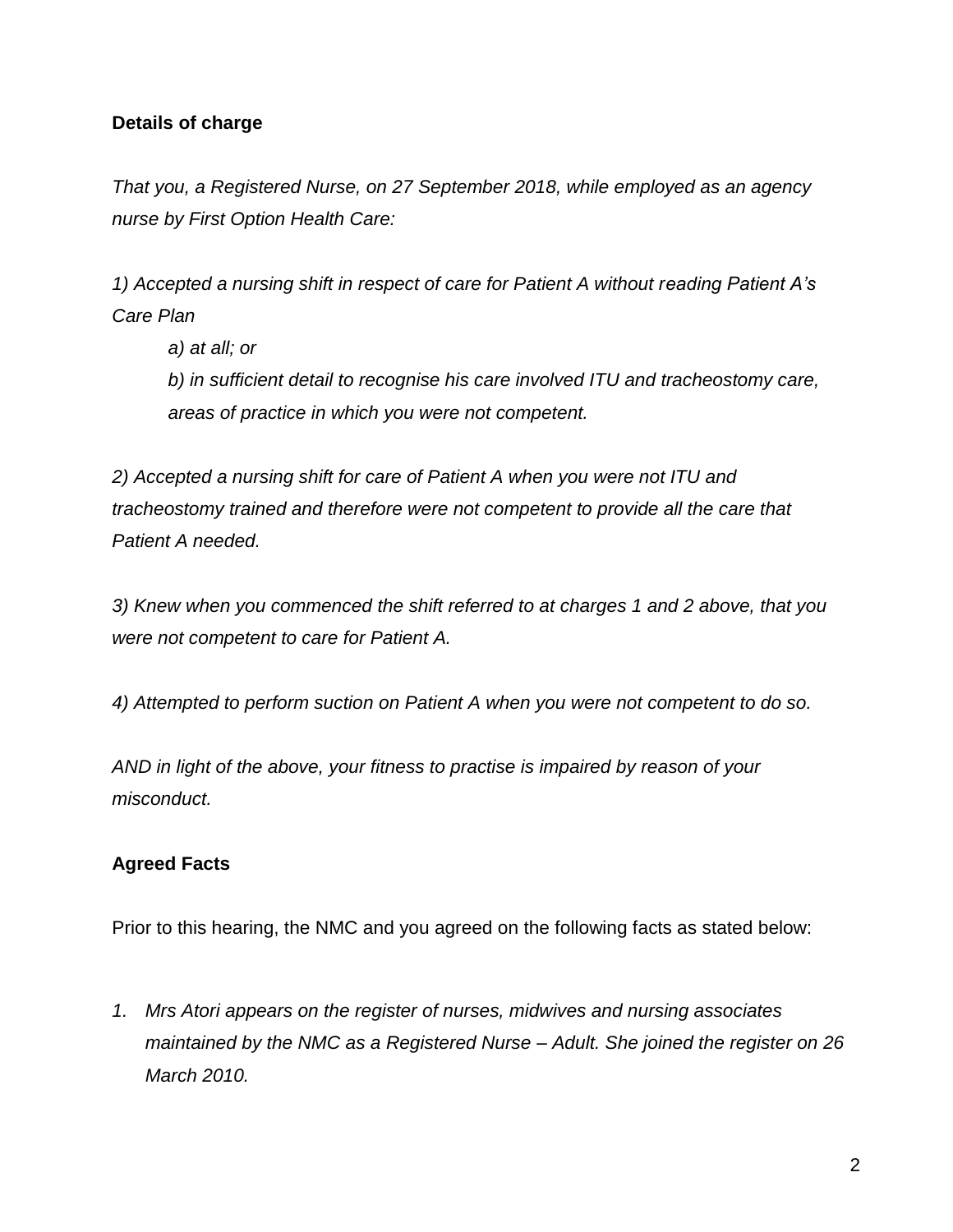**Details of charge**

*That you, a Registered Nurse, on 27 September 2018, while employed as an agency nurse by First Option Health Care:*

*1) Accepted a nursing shift in respect of care for Patient A without reading Patient A's Care Plan*

> *a) at all; or*
>
> *b) in sufficient detail to recognise his care involved ITU and tracheostomy care, areas of practice in which you were not competent.*

*2) Accepted a nursing shift for care of Patient A when you were not ITU and tracheostomy trained and therefore were not competent to provide all the care that Patient A needed.*

*3) Knew when you commenced the shift referred to at charges 1 and 2 above, that you were not competent to care for Patient A.*

*4) Attempted to perform suction on Patient A when you were not competent to do so.*

*AND in light of the above, your fitness to practise is impaired by reason of your misconduct.*

**Agreed Facts**

Prior to this hearing, the NMC and you agreed on the following facts as stated below:

1. *Mrs Atori appears on the register of nurses, midwives and nursing associates maintained by the NMC as a Registered Nurse – Adult. She joined the register on 26 March 2010.*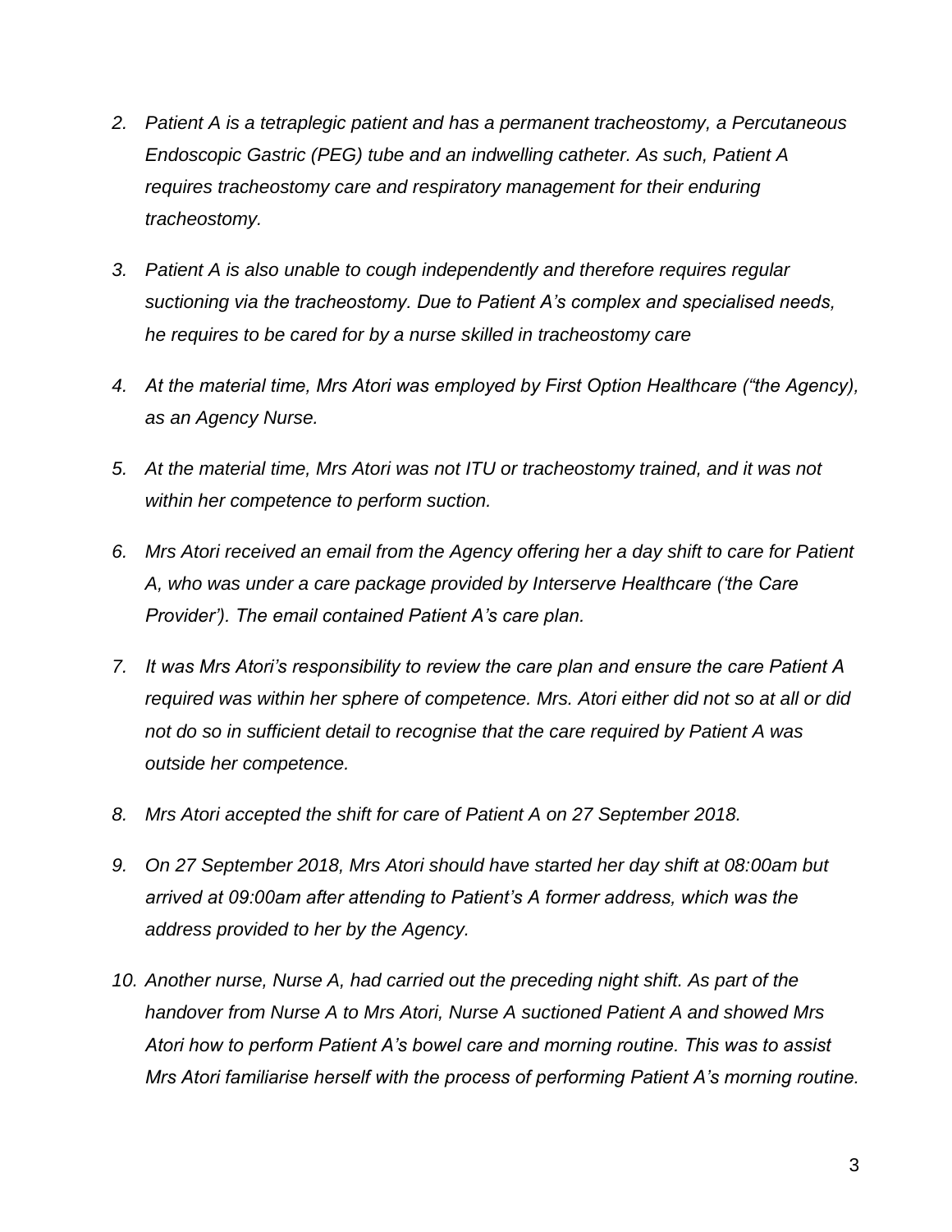2. *Patient A is a tetraplegic patient and has a permanent tracheostomy, a Percutaneous Endoscopic Gastric (PEG) tube and an indwelling catheter. As such, Patient A requires tracheostomy care and respiratory management for their enduring tracheostomy.*

3. *Patient A is also unable to cough independently and therefore requires regular suctioning via the tracheostomy. Due to Patient A's complex and specialised needs, he requires to be cared for by a nurse skilled in tracheostomy care*

4. *At the material time, Mrs Atori was employed by First Option Healthcare ("the Agency), as an Agency Nurse.*

5. *At the material time, Mrs Atori was not ITU or tracheostomy trained, and it was not within her competence to perform suction.*

6. *Mrs Atori received an email from the Agency offering her a day shift to care for Patient A, who was under a care package provided by Interserve Healthcare ('the Care Provider'). The email contained Patient A's care plan.*

7. *It was Mrs Atori's responsibility to review the care plan and ensure the care Patient A required was within her sphere of competence. Mrs. Atori either did not so at all or did not do so in sufficient detail to recognise that the care required by Patient A was outside her competence.*

8. *Mrs Atori accepted the shift for care of Patient A on 27 September 2018.*

9. *On 27 September 2018, Mrs Atori should have started her day shift at 08:00am but arrived at 09:00am after attending to Patient's A former address, which was the address provided to her by the Agency.*

10. *Another nurse, Nurse A, had carried out the preceding night shift. As part of the handover from Nurse A to Mrs Atori, Nurse A suctioned Patient A and showed Mrs Atori how to perform Patient A's bowel care and morning routine. This was to assist Mrs Atori familiarise herself with the process of performing Patient A's morning routine.*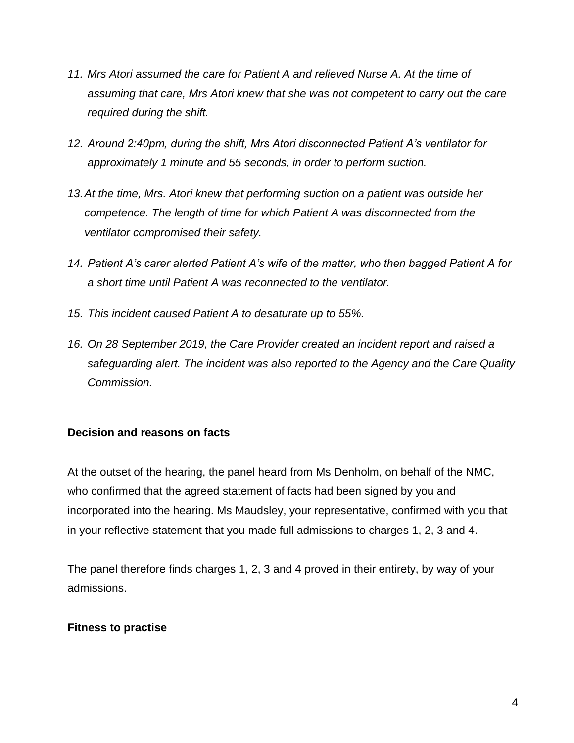*11. Mrs Atori assumed the care for Patient A and relieved Nurse A. At the time of assuming that care, Mrs Atori knew that she was not competent to carry out the care required during the shift.*

*12. Around 2:40pm, during the shift, Mrs Atori disconnected Patient A's ventilator for approximately 1 minute and 55 seconds, in order to perform suction.*

*13. At the time, Mrs. Atori knew that performing suction on a patient was outside her competence. The length of time for which Patient A was disconnected from the ventilator compromised their safety.*

*14. Patient A's carer alerted Patient A's wife of the matter, who then bagged Patient A for a short time until Patient A was reconnected to the ventilator.*

*15. This incident caused Patient A to desaturate up to 55%.*

*16. On 28 September 2019, the Care Provider created an incident report and raised a safeguarding alert. The incident was also reported to the Agency and the Care Quality Commission.*

**Decision and reasons on facts**

At the outset of the hearing, the panel heard from Ms Denholm, on behalf of the NMC, who confirmed that the agreed statement of facts had been signed by you and incorporated into the hearing. Ms Maudsley, your representative, confirmed with you that in your reflective statement that you made full admissions to charges 1, 2, 3 and 4.

The panel therefore finds charges 1, 2, 3 and 4 proved in their entirety, by way of your admissions.

**Fitness to practise**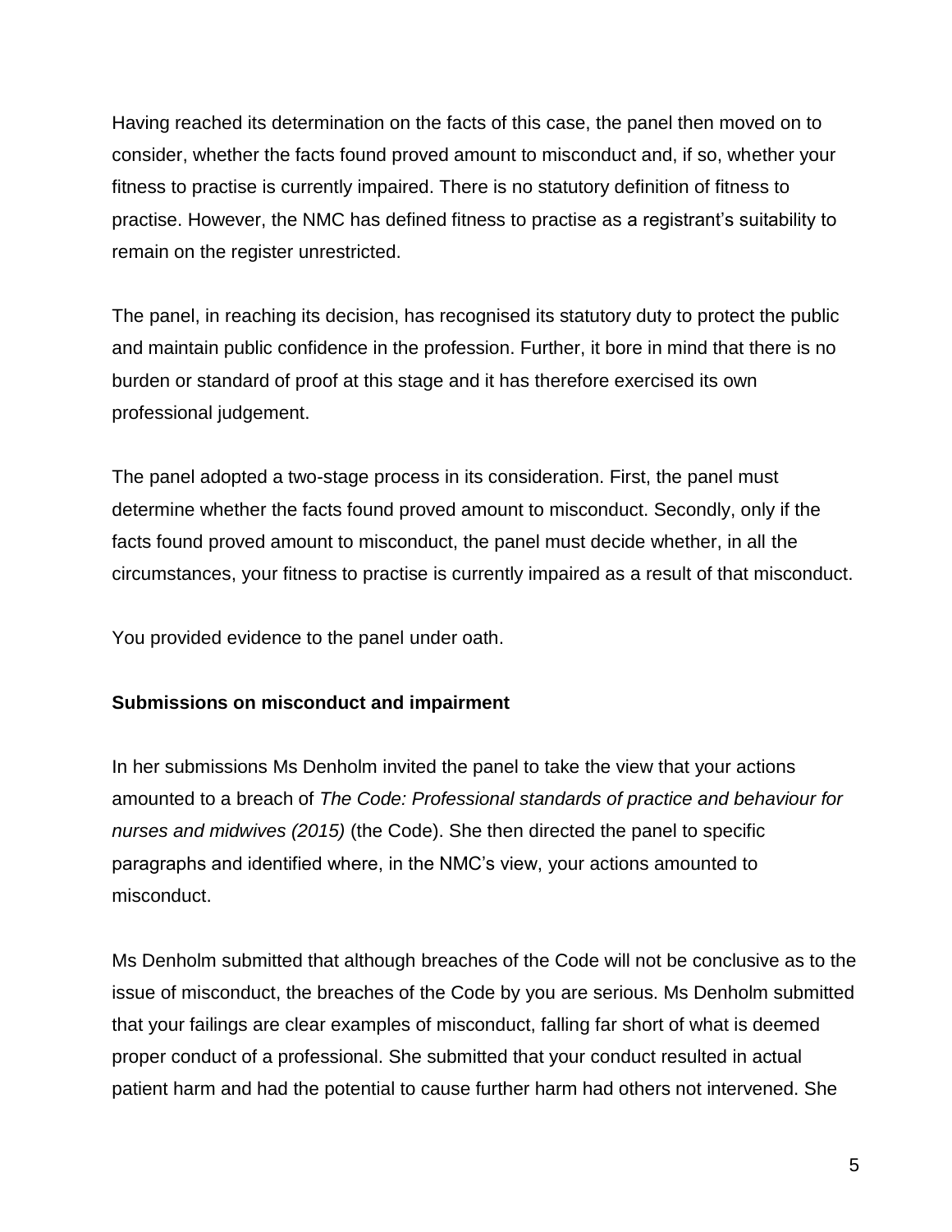Having reached its determination on the facts of this case, the panel then moved on to consider, whether the facts found proved amount to misconduct and, if so, whether your fitness to practise is currently impaired. There is no statutory definition of fitness to practise. However, the NMC has defined fitness to practise as a registrant's suitability to remain on the register unrestricted.

The panel, in reaching its decision, has recognised its statutory duty to protect the public and maintain public confidence in the profession. Further, it bore in mind that there is no burden or standard of proof at this stage and it has therefore exercised its own professional judgement.

The panel adopted a two-stage process in its consideration. First, the panel must determine whether the facts found proved amount to misconduct. Secondly, only if the facts found proved amount to misconduct, the panel must decide whether, in all the circumstances, your fitness to practise is currently impaired as a result of that misconduct.

You provided evidence to the panel under oath.

**Submissions on misconduct and impairment**

In her submissions Ms Denholm invited the panel to take the view that your actions amounted to a breach of *The Code: Professional standards of practice and behaviour for nurses and midwives (2015)* (the Code). She then directed the panel to specific paragraphs and identified where, in the NMC's view, your actions amounted to misconduct.

Ms Denholm submitted that although breaches of the Code will not be conclusive as to the issue of misconduct, the breaches of the Code by you are serious. Ms Denholm submitted that your failings are clear examples of misconduct, falling far short of what is deemed proper conduct of a professional. She submitted that your conduct resulted in actual patient harm and had the potential to cause further harm had others not intervened. She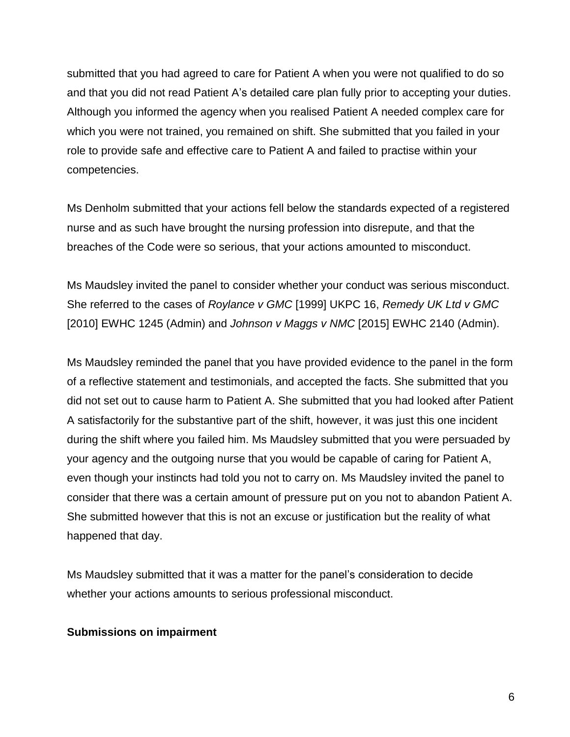submitted that you had agreed to care for Patient A when you were not qualified to do so and that you did not read Patient A's detailed care plan fully prior to accepting your duties. Although you informed the agency when you realised Patient A needed complex care for which you were not trained, you remained on shift. She submitted that you failed in your role to provide safe and effective care to Patient A and failed to practise within your competencies.

Ms Denholm submitted that your actions fell below the standards expected of a registered nurse and as such have brought the nursing profession into disrepute, and that the breaches of the Code were so serious, that your actions amounted to misconduct.

Ms Maudsley invited the panel to consider whether your conduct was serious misconduct. She referred to the cases of *Roylance v GMC* [1999] UKPC 16, *Remedy UK Ltd v GMC* [2010] EWHC 1245 (Admin) and *Johnson v Maggs v NMC* [2015] EWHC 2140 (Admin).

Ms Maudsley reminded the panel that you have provided evidence to the panel in the form of a reflective statement and testimonials, and accepted the facts. She submitted that you did not set out to cause harm to Patient A. She submitted that you had looked after Patient A satisfactorily for the substantive part of the shift, however, it was just this one incident during the shift where you failed him. Ms Maudsley submitted that you were persuaded by your agency and the outgoing nurse that you would be capable of caring for Patient A, even though your instincts had told you not to carry on. Ms Maudsley invited the panel to consider that there was a certain amount of pressure put on you not to abandon Patient A. She submitted however that this is not an excuse or justification but the reality of what happened that day.

Ms Maudsley submitted that it was a matter for the panel's consideration to decide whether your actions amounts to serious professional misconduct.

**Submissions on impairment**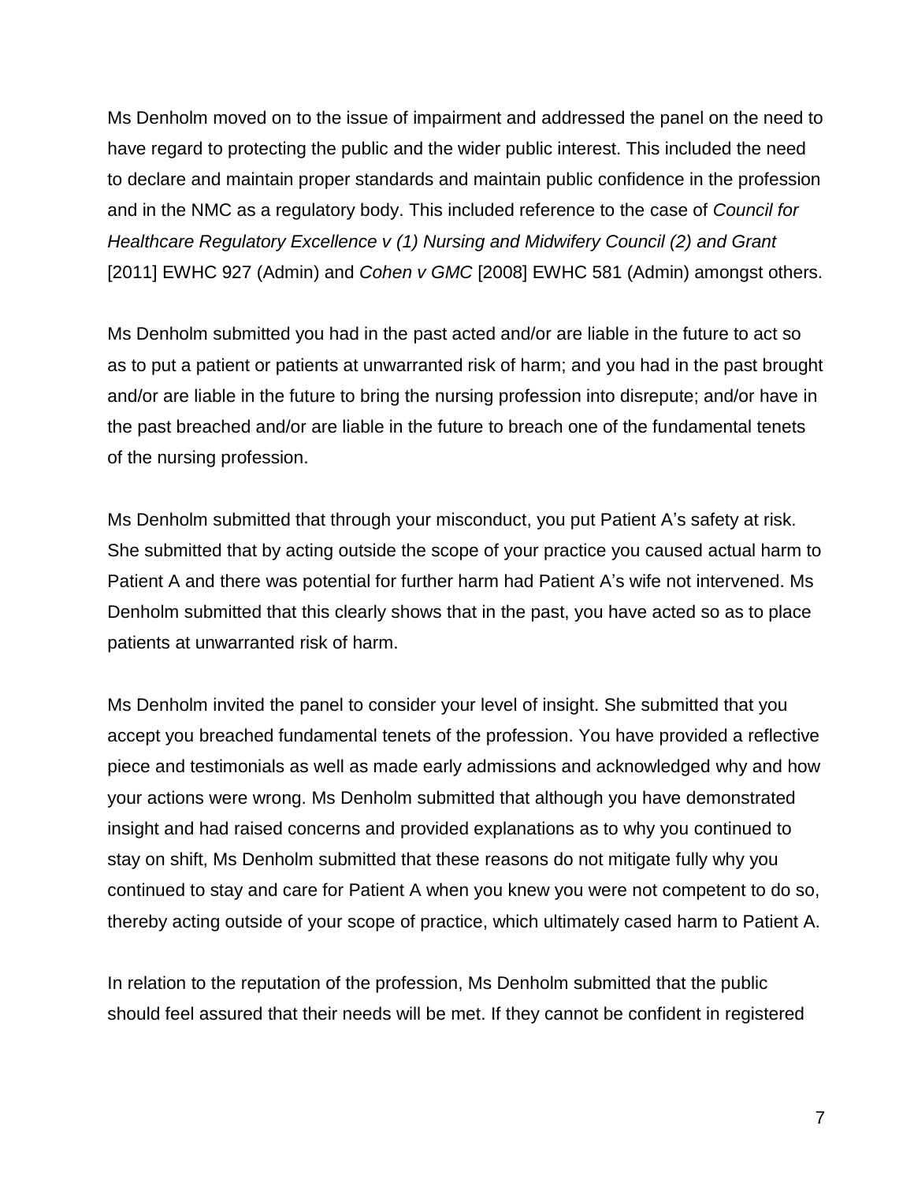Ms Denholm moved on to the issue of impairment and addressed the panel on the need to have regard to protecting the public and the wider public interest. This included the need to declare and maintain proper standards and maintain public confidence in the profession and in the NMC as a regulatory body. This included reference to the case of *Council for Healthcare Regulatory Excellence v (1) Nursing and Midwifery Council (2) and Grant* [2011] EWHC 927 (Admin) and *Cohen v GMC* [2008] EWHC 581 (Admin) amongst others.

Ms Denholm submitted you had in the past acted and/or are liable in the future to act so as to put a patient or patients at unwarranted risk of harm; and you had in the past brought and/or are liable in the future to bring the nursing profession into disrepute; and/or have in the past breached and/or are liable in the future to breach one of the fundamental tenets of the nursing profession.

Ms Denholm submitted that through your misconduct, you put Patient A's safety at risk. She submitted that by acting outside the scope of your practice you caused actual harm to Patient A and there was potential for further harm had Patient A's wife not intervened. Ms Denholm submitted that this clearly shows that in the past, you have acted so as to place patients at unwarranted risk of harm.

Ms Denholm invited the panel to consider your level of insight. She submitted that you accept you breached fundamental tenets of the profession. You have provided a reflective piece and testimonials as well as made early admissions and acknowledged why and how your actions were wrong. Ms Denholm submitted that although you have demonstrated insight and had raised concerns and provided explanations as to why you continued to stay on shift, Ms Denholm submitted that these reasons do not mitigate fully why you continued to stay and care for Patient A when you knew you were not competent to do so, thereby acting outside of your scope of practice, which ultimately cased harm to Patient A.

In relation to the reputation of the profession, Ms Denholm submitted that the public should feel assured that their needs will be met. If they cannot be confident in registered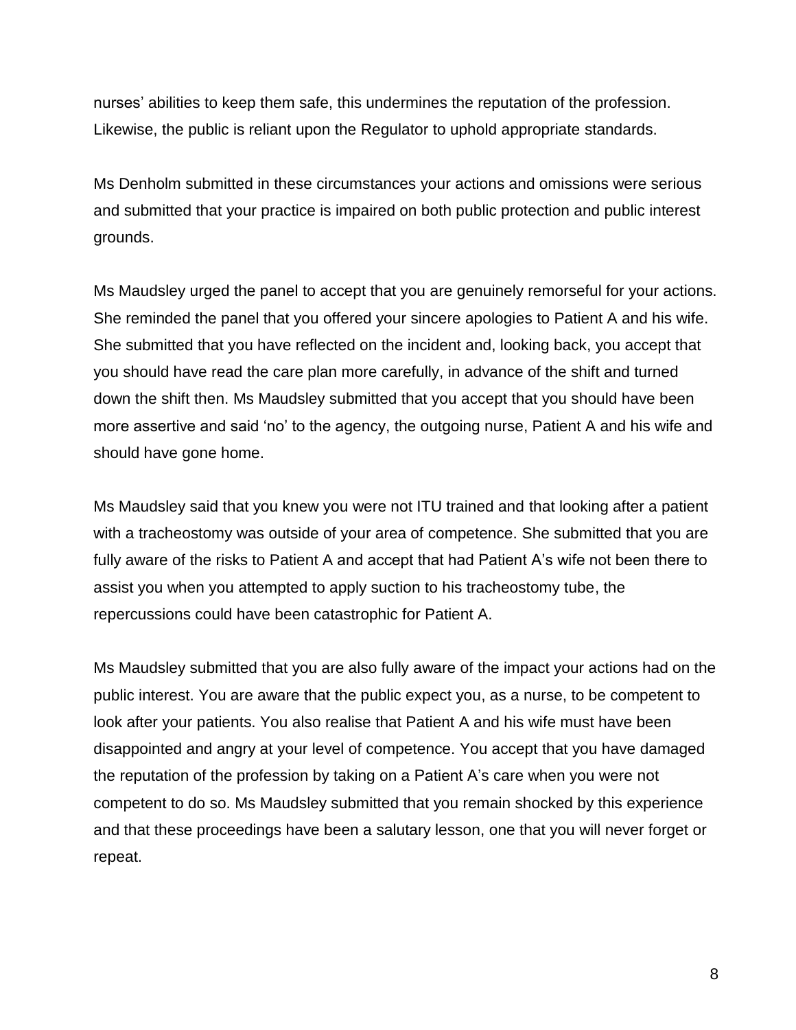nurses' abilities to keep them safe, this undermines the reputation of the profession. Likewise, the public is reliant upon the Regulator to uphold appropriate standards.

Ms Denholm submitted in these circumstances your actions and omissions were serious and submitted that your practice is impaired on both public protection and public interest grounds.

Ms Maudsley urged the panel to accept that you are genuinely remorseful for your actions. She reminded the panel that you offered your sincere apologies to Patient A and his wife. She submitted that you have reflected on the incident and, looking back, you accept that you should have read the care plan more carefully, in advance of the shift and turned down the shift then. Ms Maudsley submitted that you accept that you should have been more assertive and said 'no' to the agency, the outgoing nurse, Patient A and his wife and should have gone home.

Ms Maudsley said that you knew you were not ITU trained and that looking after a patient with a tracheostomy was outside of your area of competence. She submitted that you are fully aware of the risks to Patient A and accept that had Patient A's wife not been there to assist you when you attempted to apply suction to his tracheostomy tube, the repercussions could have been catastrophic for Patient A.

Ms Maudsley submitted that you are also fully aware of the impact your actions had on the public interest. You are aware that the public expect you, as a nurse, to be competent to look after your patients. You also realise that Patient A and his wife must have been disappointed and angry at your level of competence. You accept that you have damaged the reputation of the profession by taking on a Patient A's care when you were not competent to do so. Ms Maudsley submitted that you remain shocked by this experience and that these proceedings have been a salutary lesson, one that you will never forget or repeat.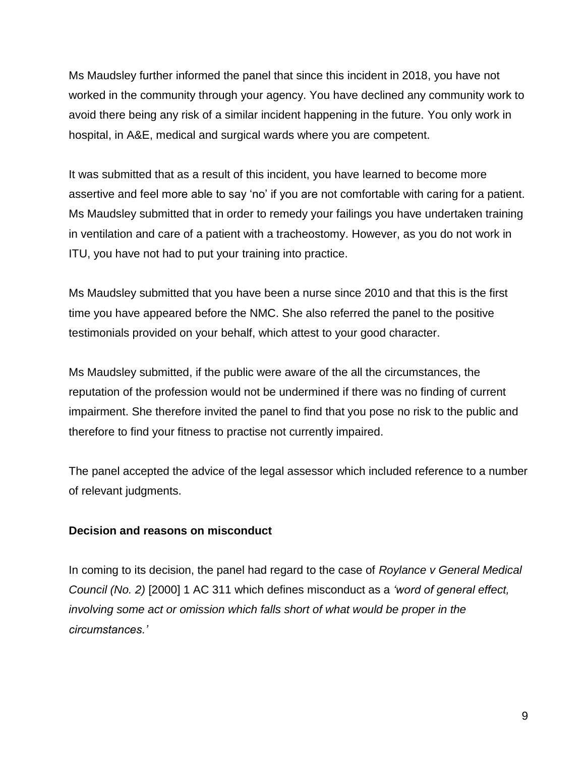Ms Maudsley further informed the panel that since this incident in 2018, you have not worked in the community through your agency. You have declined any community work to avoid there being any risk of a similar incident happening in the future. You only work in hospital, in A&E, medical and surgical wards where you are competent.

It was submitted that as a result of this incident, you have learned to become more assertive and feel more able to say 'no' if you are not comfortable with caring for a patient. Ms Maudsley submitted that in order to remedy your failings you have undertaken training in ventilation and care of a patient with a tracheostomy. However, as you do not work in ITU, you have not had to put your training into practice.

Ms Maudsley submitted that you have been a nurse since 2010 and that this is the first time you have appeared before the NMC. She also referred the panel to the positive testimonials provided on your behalf, which attest to your good character.

Ms Maudsley submitted, if the public were aware of the all the circumstances, the reputation of the profession would not be undermined if there was no finding of current impairment. She therefore invited the panel to find that you pose no risk to the public and therefore to find your fitness to practise not currently impaired.

The panel accepted the advice of the legal assessor which included reference to a number of relevant judgments.

**Decision and reasons on misconduct**

In coming to its decision, the panel had regard to the case of *Roylance v General Medical Council (No. 2)* [2000] 1 AC 311 which defines misconduct as a *'word of general effect, involving some act or omission which falls short of what would be proper in the circumstances.'*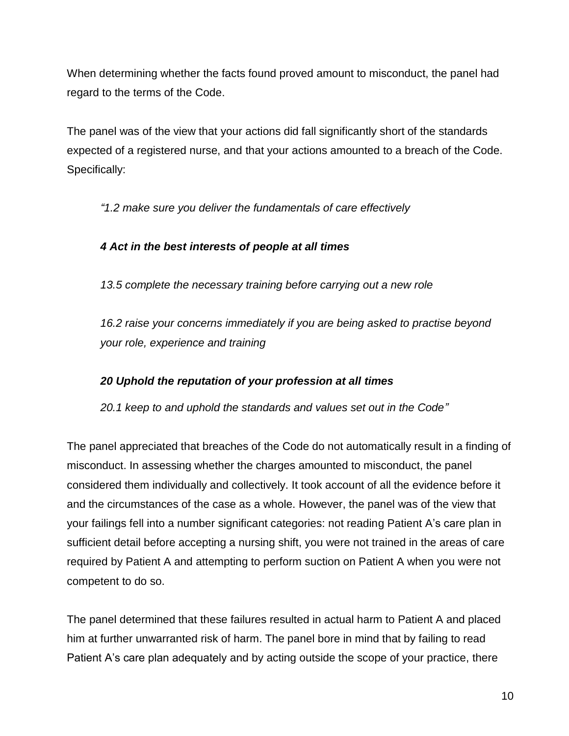When determining whether the facts found proved amount to misconduct, the panel had regard to the terms of the Code.

The panel was of the view that your actions did fall significantly short of the standards expected of a registered nurse, and that your actions amounted to a breach of the Code. Specifically:

> *"1.2 make sure you deliver the fundamentals of care effectively*
>
> ***4 Act in the best interests of people at all times***
>
> *13.5 complete the necessary training before carrying out a new role*
>
> *16.2 raise your concerns immediately if you are being asked to practise beyond your role, experience and training*
>
> ***20 Uphold the reputation of your profession at all times***
>
> *20.1 keep to and uphold the standards and values set out in the Code"*

The panel appreciated that breaches of the Code do not automatically result in a finding of misconduct. In assessing whether the charges amounted to misconduct, the panel considered them individually and collectively. It took account of all the evidence before it and the circumstances of the case as a whole. However, the panel was of the view that your failings fell into a number significant categories: not reading Patient A's care plan in sufficient detail before accepting a nursing shift, you were not trained in the areas of care required by Patient A and attempting to perform suction on Patient A when you were not competent to do so.

The panel determined that these failures resulted in actual harm to Patient A and placed him at further unwarranted risk of harm. The panel bore in mind that by failing to read Patient A's care plan adequately and by acting outside the scope of your practice, there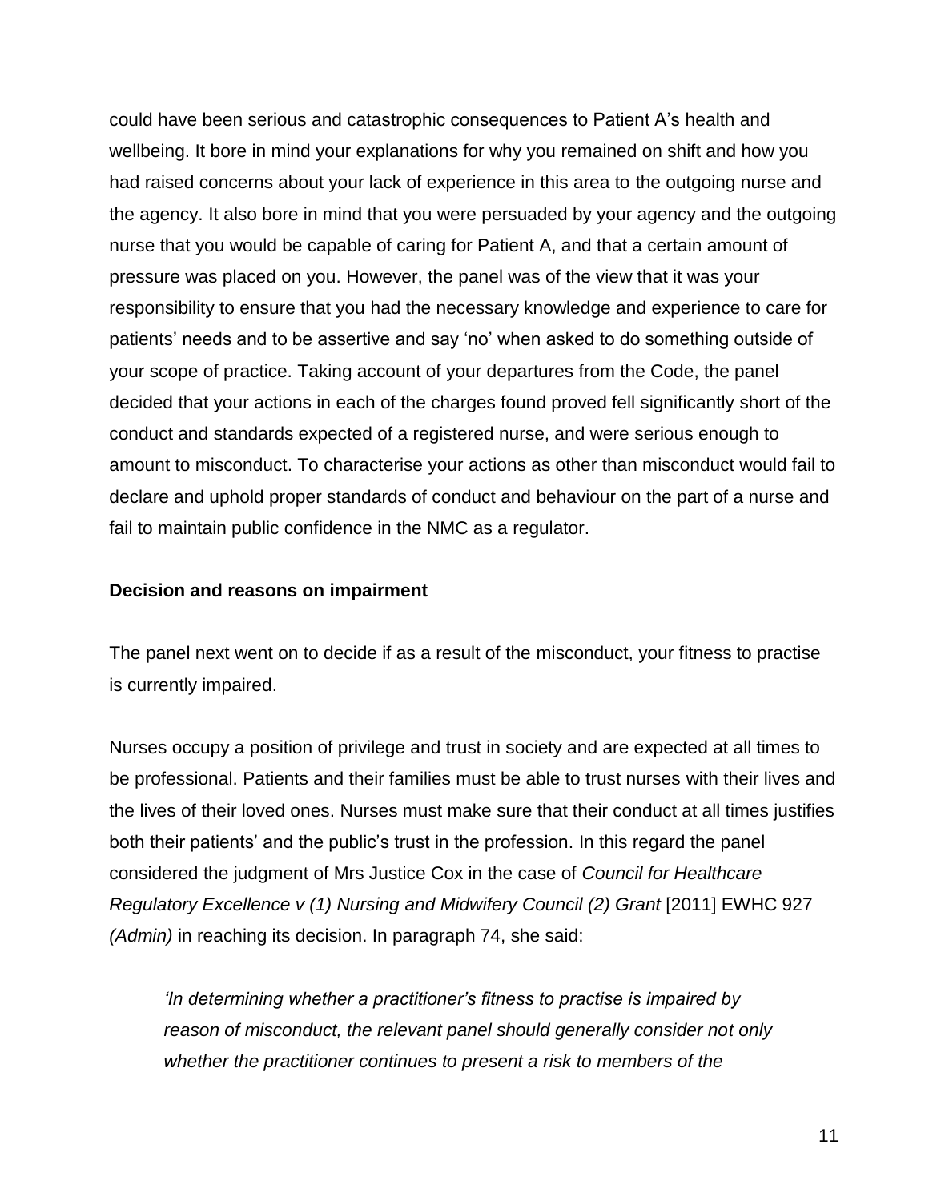could have been serious and catastrophic consequences to Patient A's health and wellbeing. It bore in mind your explanations for why you remained on shift and how you had raised concerns about your lack of experience in this area to the outgoing nurse and the agency. It also bore in mind that you were persuaded by your agency and the outgoing nurse that you would be capable of caring for Patient A, and that a certain amount of pressure was placed on you. However, the panel was of the view that it was your responsibility to ensure that you had the necessary knowledge and experience to care for patients' needs and to be assertive and say 'no' when asked to do something outside of your scope of practice. Taking account of your departures from the Code, the panel decided that your actions in each of the charges found proved fell significantly short of the conduct and standards expected of a registered nurse, and were serious enough to amount to misconduct. To characterise your actions as other than misconduct would fail to declare and uphold proper standards of conduct and behaviour on the part of a nurse and fail to maintain public confidence in the NMC as a regulator.

**Decision and reasons on impairment**

The panel next went on to decide if as a result of the misconduct, your fitness to practise is currently impaired.

Nurses occupy a position of privilege and trust in society and are expected at all times to be professional. Patients and their families must be able to trust nurses with their lives and the lives of their loved ones. Nurses must make sure that their conduct at all times justifies both their patients' and the public's trust in the profession. In this regard the panel considered the judgment of Mrs Justice Cox in the case of *Council for Healthcare Regulatory Excellence v (1) Nursing and Midwifery Council (2) Grant* [2011] EWHC 927 *(Admin)* in reaching its decision. In paragraph 74, she said:

> *'In determining whether a practitioner's fitness to practise is impaired by reason of misconduct, the relevant panel should generally consider not only whether the practitioner continues to present a risk to members of the*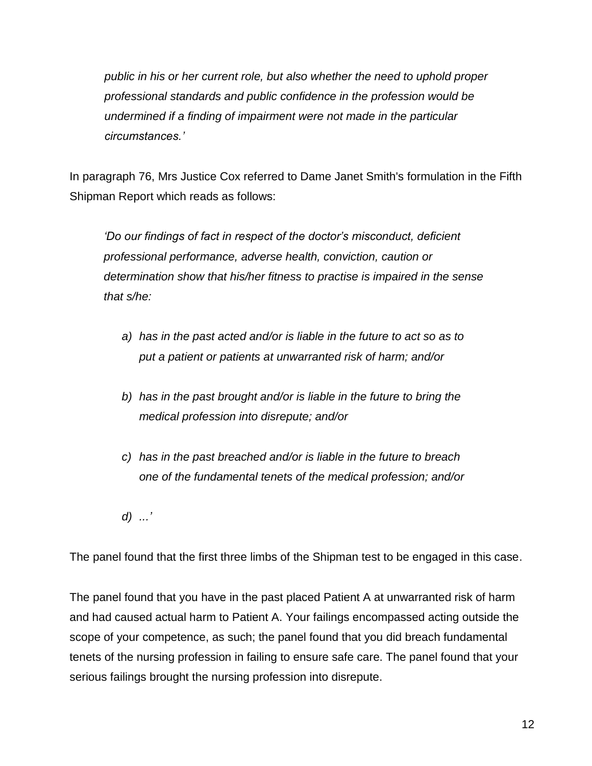*public in his or her current role, but also whether the need to uphold proper professional standards and public confidence in the profession would be undermined if a finding of impairment were not made in the particular circumstances.'*

In paragraph 76, Mrs Justice Cox referred to Dame Janet Smith's formulation in the Fifth Shipman Report which reads as follows:

> *'Do our findings of fact in respect of the doctor's misconduct, deficient professional performance, adverse health, conviction, caution or determination show that his/her fitness to practise is impaired in the sense that s/he:*
>
> *a) has in the past acted and/or is liable in the future to act so as to put a patient or patients at unwarranted risk of harm; and/or*
>
> *b) has in the past brought and/or is liable in the future to bring the medical profession into disrepute; and/or*
>
> *c) has in the past breached and/or is liable in the future to breach one of the fundamental tenets of the medical profession; and/or*
>
> *d) ...'*

The panel found that the first three limbs of the Shipman test to be engaged in this case.

The panel found that you have in the past placed Patient A at unwarranted risk of harm and had caused actual harm to Patient A. Your failings encompassed acting outside the scope of your competence, as such; the panel found that you did breach fundamental tenets of the nursing profession in failing to ensure safe care. The panel found that your serious failings brought the nursing profession into disrepute.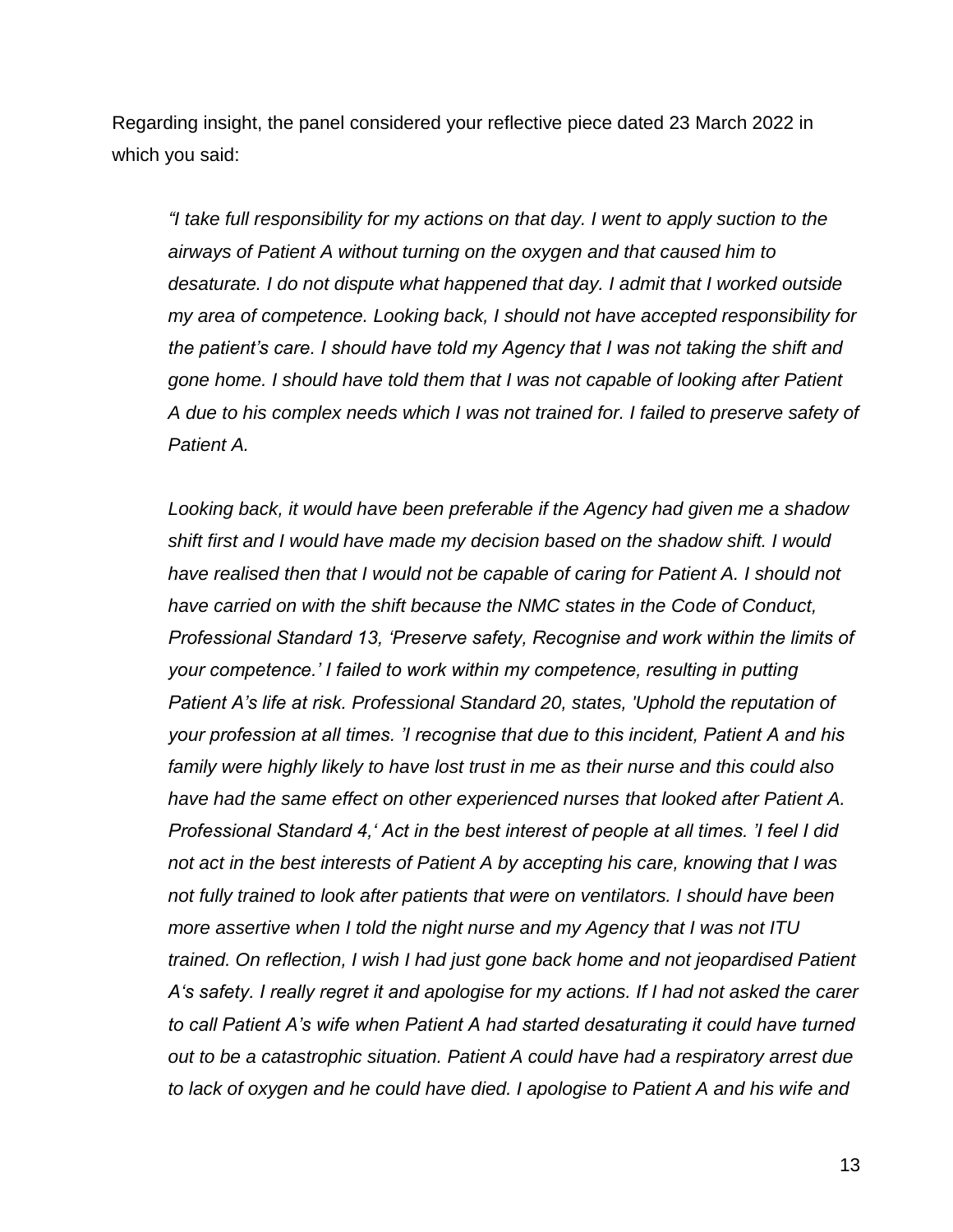Regarding insight, the panel considered your reflective piece dated 23 March 2022 in which you said:

> *"I take full responsibility for my actions on that day. I went to apply suction to the airways of Patient A without turning on the oxygen and that caused him to desaturate. I do not dispute what happened that day. I admit that I worked outside my area of competence. Looking back, I should not have accepted responsibility for the patient's care. I should have told my Agency that I was not taking the shift and gone home. I should have told them that I was not capable of looking after Patient A due to his complex needs which I was not trained for. I failed to preserve safety of Patient A.*
>
> *Looking back, it would have been preferable if the Agency had given me a shadow shift first and I would have made my decision based on the shadow shift. I would have realised then that I would not be capable of caring for Patient A. I should not have carried on with the shift because the NMC states in the Code of Conduct, Professional Standard 13, 'Preserve safety, Recognise and work within the limits of your competence.' I failed to work within my competence, resulting in putting Patient A's life at risk. Professional Standard 20, states, 'Uphold the reputation of your profession at all times. 'I recognise that due to this incident, Patient A and his family were highly likely to have lost trust in me as their nurse and this could also have had the same effect on other experienced nurses that looked after Patient A. Professional Standard 4,' Act in the best interest of people at all times. 'I feel I did not act in the best interests of Patient A by accepting his care, knowing that I was not fully trained to look after patients that were on ventilators. I should have been more assertive when I told the night nurse and my Agency that I was not ITU trained. On reflection, I wish I had just gone back home and not jeopardised Patient A's safety. I really regret it and apologise for my actions. If I had not asked the carer to call Patient A's wife when Patient A had started desaturating it could have turned out to be a catastrophic situation. Patient A could have had a respiratory arrest due to lack of oxygen and he could have died. I apologise to Patient A and his wife and*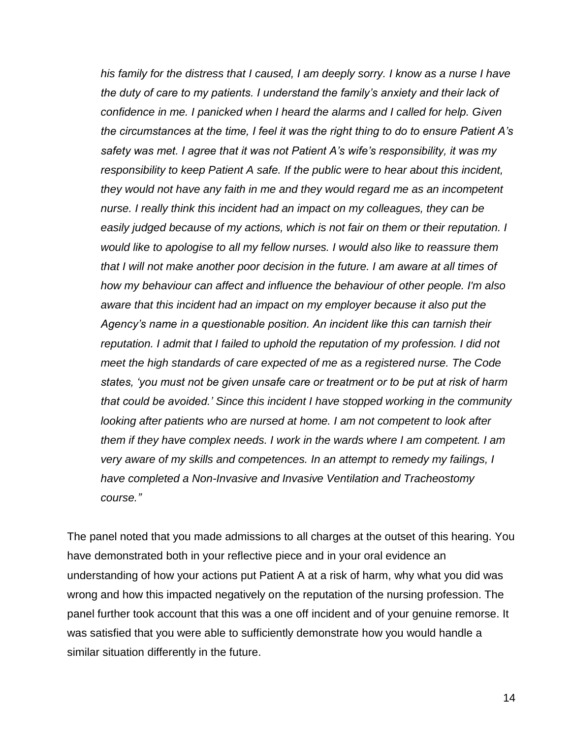*his family for the distress that I caused, I am deeply sorry. I know as a nurse I have the duty of care to my patients. I understand the family's anxiety and their lack of confidence in me. I panicked when I heard the alarms and I called for help. Given the circumstances at the time, I feel it was the right thing to do to ensure Patient A's safety was met. I agree that it was not Patient A's wife's responsibility, it was my responsibility to keep Patient A safe. If the public were to hear about this incident, they would not have any faith in me and they would regard me as an incompetent nurse. I really think this incident had an impact on my colleagues, they can be easily judged because of my actions, which is not fair on them or their reputation. I would like to apologise to all my fellow nurses. I would also like to reassure them that I will not make another poor decision in the future. I am aware at all times of how my behaviour can affect and influence the behaviour of other people. I'm also aware that this incident had an impact on my employer because it also put the Agency's name in a questionable position. An incident like this can tarnish their reputation. I admit that I failed to uphold the reputation of my profession. I did not meet the high standards of care expected of me as a registered nurse. The Code states, 'you must not be given unsafe care or treatment or to be put at risk of harm that could be avoided.' Since this incident I have stopped working in the community looking after patients who are nursed at home. I am not competent to look after them if they have complex needs. I work in the wards where I am competent. I am very aware of my skills and competences. In an attempt to remedy my failings, I have completed a Non-Invasive and Invasive Ventilation and Tracheostomy course."*

The panel noted that you made admissions to all charges at the outset of this hearing. You have demonstrated both in your reflective piece and in your oral evidence an understanding of how your actions put Patient A at a risk of harm, why what you did was wrong and how this impacted negatively on the reputation of the nursing profession. The panel further took account that this was a one off incident and of your genuine remorse. It was satisfied that you were able to sufficiently demonstrate how you would handle a similar situation differently in the future.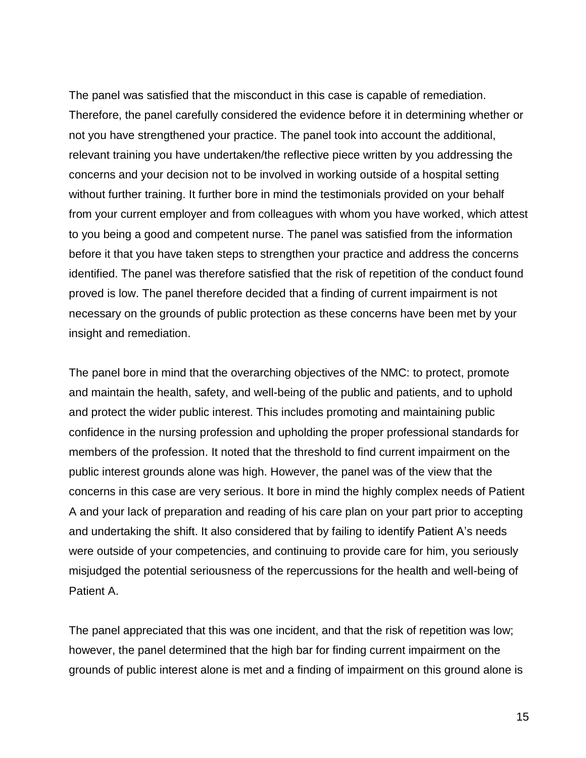The panel was satisfied that the misconduct in this case is capable of remediation. Therefore, the panel carefully considered the evidence before it in determining whether or not you have strengthened your practice. The panel took into account the additional, relevant training you have undertaken/the reflective piece written by you addressing the concerns and your decision not to be involved in working outside of a hospital setting without further training. It further bore in mind the testimonials provided on your behalf from your current employer and from colleagues with whom you have worked, which attest to you being a good and competent nurse. The panel was satisfied from the information before it that you have taken steps to strengthen your practice and address the concerns identified. The panel was therefore satisfied that the risk of repetition of the conduct found proved is low. The panel therefore decided that a finding of current impairment is not necessary on the grounds of public protection as these concerns have been met by your insight and remediation.

The panel bore in mind that the overarching objectives of the NMC: to protect, promote and maintain the health, safety, and well-being of the public and patients, and to uphold and protect the wider public interest. This includes promoting and maintaining public confidence in the nursing profession and upholding the proper professional standards for members of the profession. It noted that the threshold to find current impairment on the public interest grounds alone was high. However, the panel was of the view that the concerns in this case are very serious. It bore in mind the highly complex needs of Patient A and your lack of preparation and reading of his care plan on your part prior to accepting and undertaking the shift. It also considered that by failing to identify Patient A's needs were outside of your competencies, and continuing to provide care for him, you seriously misjudged the potential seriousness of the repercussions for the health and well-being of Patient A.

The panel appreciated that this was one incident, and that the risk of repetition was low; however, the panel determined that the high bar for finding current impairment on the grounds of public interest alone is met and a finding of impairment on this ground alone is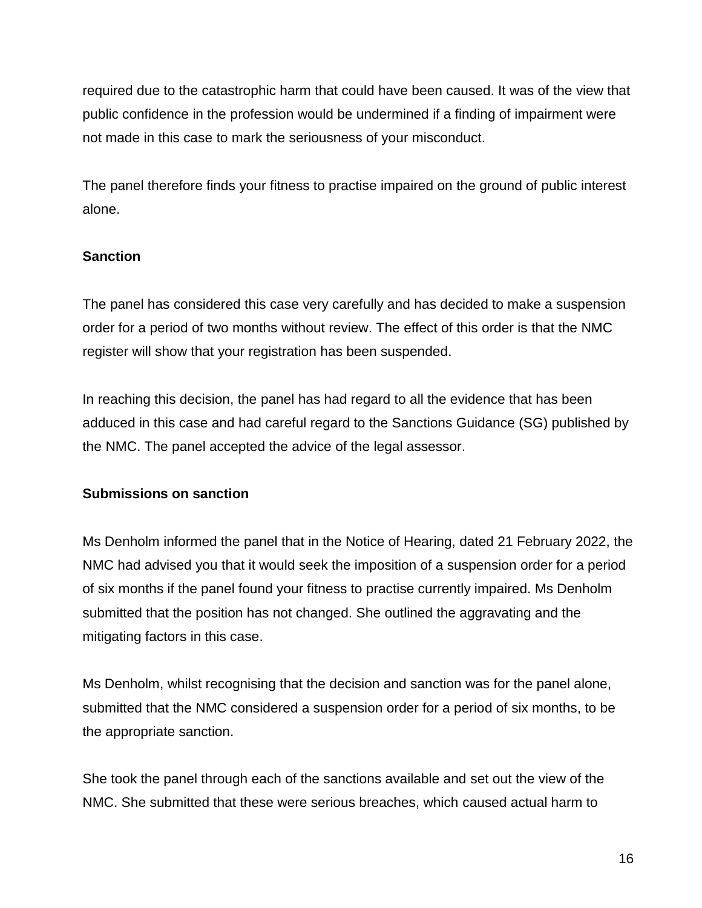required due to the catastrophic harm that could have been caused. It was of the view that public confidence in the profession would be undermined if a finding of impairment were not made in this case to mark the seriousness of your misconduct.

The panel therefore finds your fitness to practise impaired on the ground of public interest alone.

**Sanction**

The panel has considered this case very carefully and has decided to make a suspension order for a period of two months without review. The effect of this order is that the NMC register will show that your registration has been suspended.

In reaching this decision, the panel has had regard to all the evidence that has been adduced in this case and had careful regard to the Sanctions Guidance (SG) published by the NMC. The panel accepted the advice of the legal assessor.

**Submissions on sanction**

Ms Denholm informed the panel that in the Notice of Hearing, dated 21 February 2022, the NMC had advised you that it would seek the imposition of a suspension order for a period of six months if the panel found your fitness to practise currently impaired. Ms Denholm submitted that the position has not changed. She outlined the aggravating and the mitigating factors in this case.

Ms Denholm, whilst recognising that the decision and sanction was for the panel alone, submitted that the NMC considered a suspension order for a period of six months, to be the appropriate sanction.

She took the panel through each of the sanctions available and set out the view of the NMC. She submitted that these were serious breaches, which caused actual harm to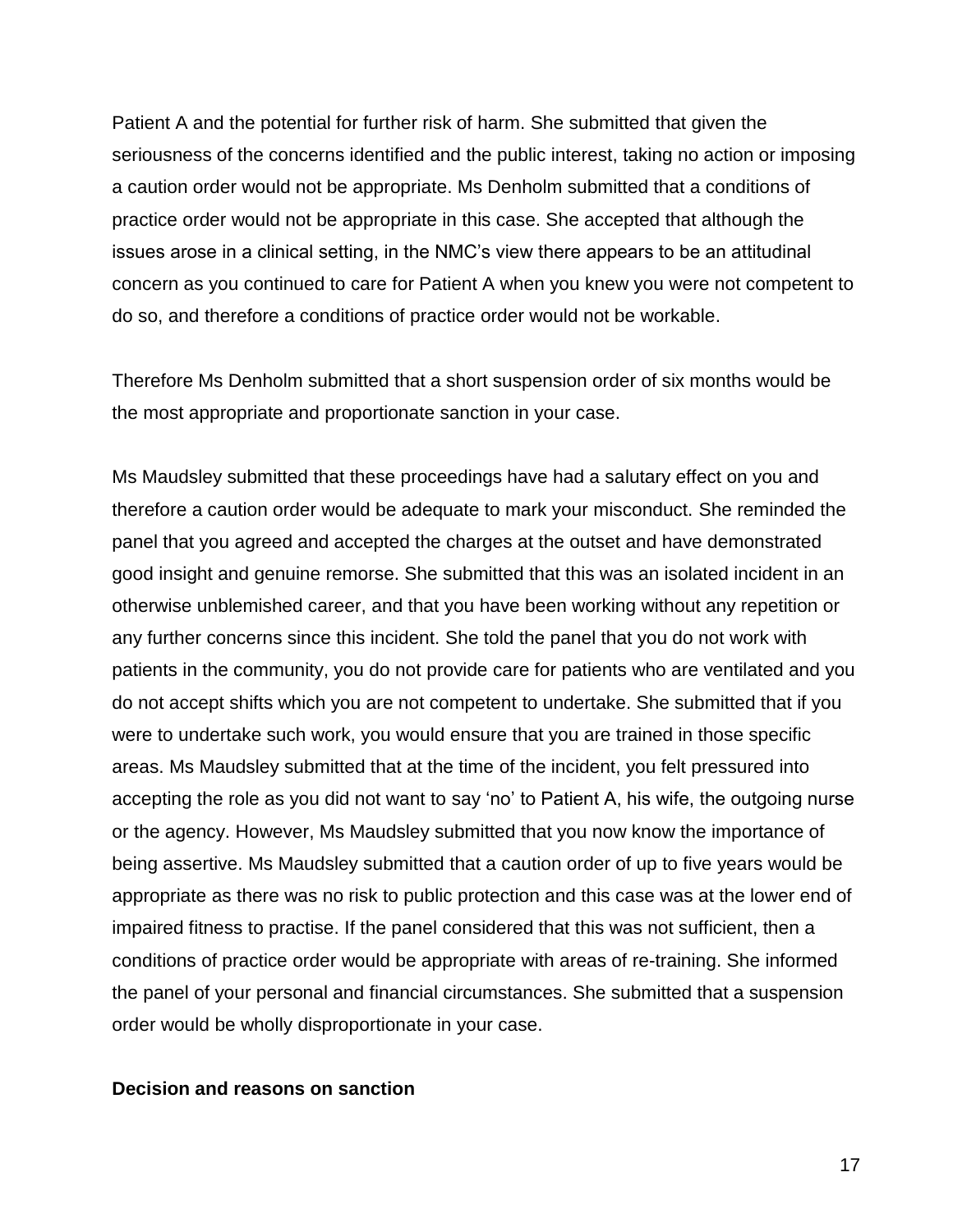Patient A and the potential for further risk of harm. She submitted that given the seriousness of the concerns identified and the public interest, taking no action or imposing a caution order would not be appropriate. Ms Denholm submitted that a conditions of practice order would not be appropriate in this case. She accepted that although the issues arose in a clinical setting, in the NMC's view there appears to be an attitudinal concern as you continued to care for Patient A when you knew you were not competent to do so, and therefore a conditions of practice order would not be workable.

Therefore Ms Denholm submitted that a short suspension order of six months would be the most appropriate and proportionate sanction in your case.

Ms Maudsley submitted that these proceedings have had a salutary effect on you and therefore a caution order would be adequate to mark your misconduct. She reminded the panel that you agreed and accepted the charges at the outset and have demonstrated good insight and genuine remorse. She submitted that this was an isolated incident in an otherwise unblemished career, and that you have been working without any repetition or any further concerns since this incident. She told the panel that you do not work with patients in the community, you do not provide care for patients who are ventilated and you do not accept shifts which you are not competent to undertake. She submitted that if you were to undertake such work, you would ensure that you are trained in those specific areas. Ms Maudsley submitted that at the time of the incident, you felt pressured into accepting the role as you did not want to say 'no' to Patient A, his wife, the outgoing nurse or the agency. However, Ms Maudsley submitted that you now know the importance of being assertive. Ms Maudsley submitted that a caution order of up to five years would be appropriate as there was no risk to public protection and this case was at the lower end of impaired fitness to practise. If the panel considered that this was not sufficient, then a conditions of practice order would be appropriate with areas of re-training. She informed the panel of your personal and financial circumstances. She submitted that a suspension order would be wholly disproportionate in your case.

**Decision and reasons on sanction**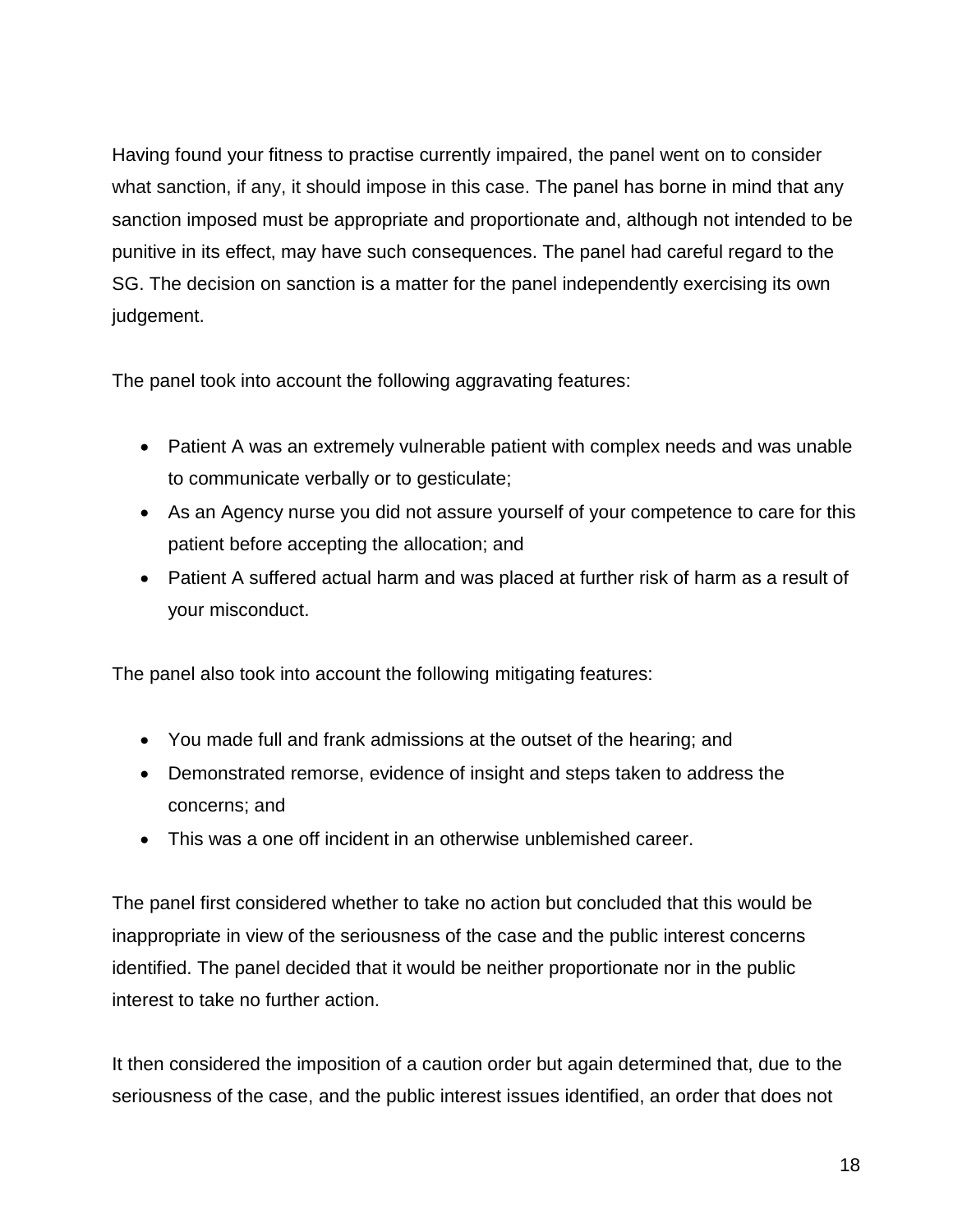Having found your fitness to practise currently impaired, the panel went on to consider what sanction, if any, it should impose in this case. The panel has borne in mind that any sanction imposed must be appropriate and proportionate and, although not intended to be punitive in its effect, may have such consequences. The panel had careful regard to the SG. The decision on sanction is a matter for the panel independently exercising its own judgement.

The panel took into account the following aggravating features:

- Patient A was an extremely vulnerable patient with complex needs and was unable to communicate verbally or to gesticulate;
- As an Agency nurse you did not assure yourself of your competence to care for this patient before accepting the allocation; and
- Patient A suffered actual harm and was placed at further risk of harm as a result of your misconduct.

The panel also took into account the following mitigating features:

- You made full and frank admissions at the outset of the hearing; and
- Demonstrated remorse, evidence of insight and steps taken to address the concerns; and
- This was a one off incident in an otherwise unblemished career.

The panel first considered whether to take no action but concluded that this would be inappropriate in view of the seriousness of the case and the public interest concerns identified. The panel decided that it would be neither proportionate nor in the public interest to take no further action.

It then considered the imposition of a caution order but again determined that, due to the seriousness of the case, and the public interest issues identified, an order that does not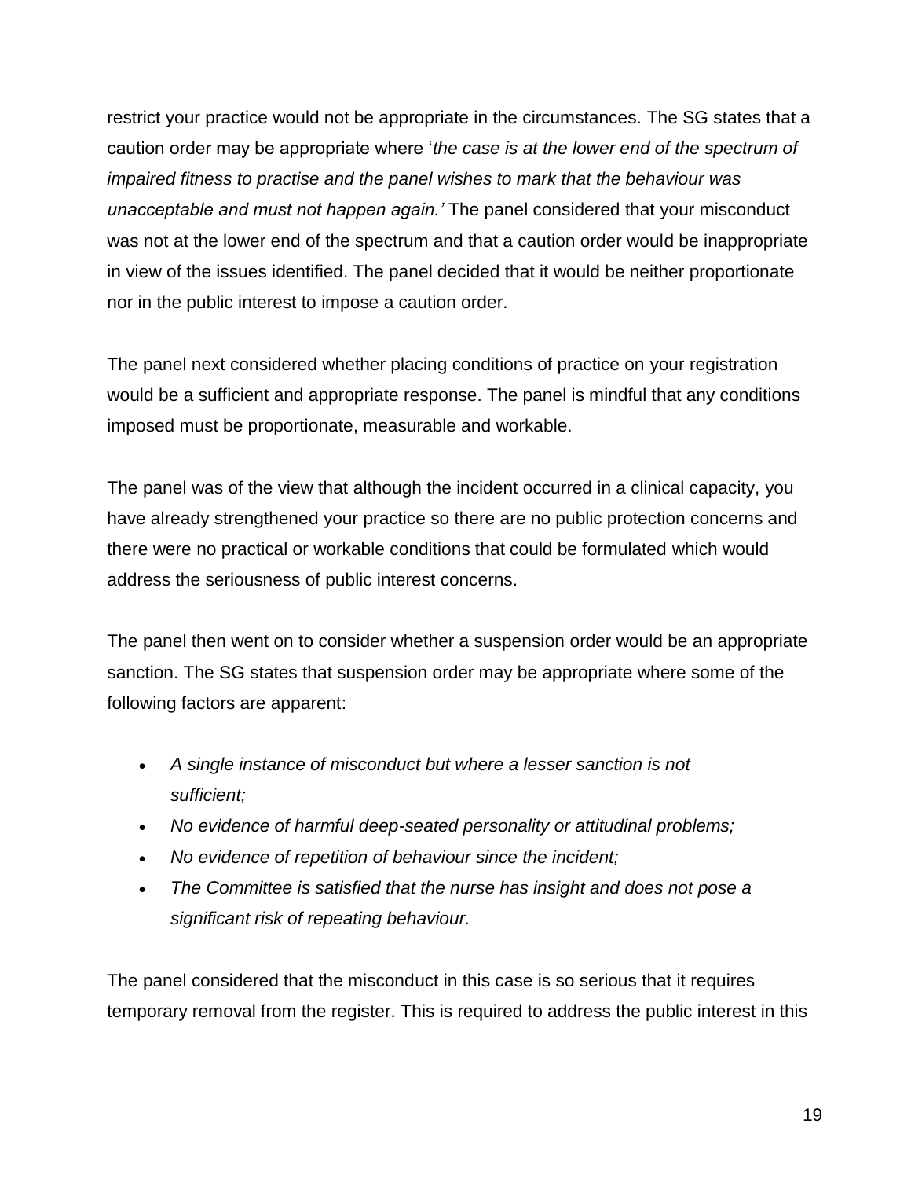restrict your practice would not be appropriate in the circumstances. The SG states that a caution order may be appropriate where '*the case is at the lower end of the spectrum of impaired fitness to practise and the panel wishes to mark that the behaviour was unacceptable and must not happen again.'* The panel considered that your misconduct was not at the lower end of the spectrum and that a caution order would be inappropriate in view of the issues identified. The panel decided that it would be neither proportionate nor in the public interest to impose a caution order.

The panel next considered whether placing conditions of practice on your registration would be a sufficient and appropriate response. The panel is mindful that any conditions imposed must be proportionate, measurable and workable.

The panel was of the view that although the incident occurred in a clinical capacity, you have already strengthened your practice so there are no public protection concerns and there were no practical or workable conditions that could be formulated which would address the seriousness of public interest concerns.

The panel then went on to consider whether a suspension order would be an appropriate sanction. The SG states that suspension order may be appropriate where some of the following factors are apparent:

- *A single instance of misconduct but where a lesser sanction is not sufficient;*
- *No evidence of harmful deep-seated personality or attitudinal problems;*
- *No evidence of repetition of behaviour since the incident;*
- *The Committee is satisfied that the nurse has insight and does not pose a significant risk of repeating behaviour.*

The panel considered that the misconduct in this case is so serious that it requires temporary removal from the register. This is required to address the public interest in this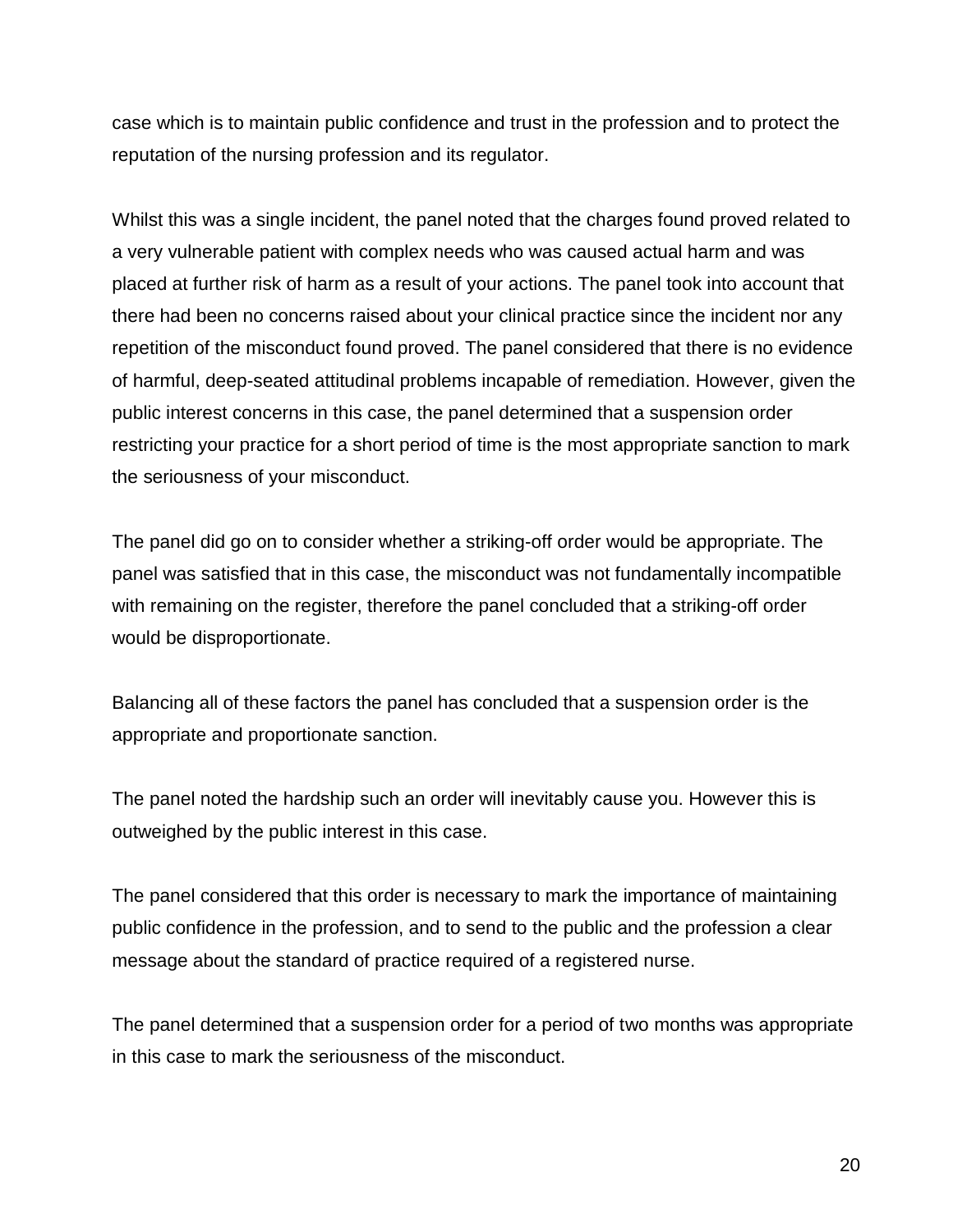case which is to maintain public confidence and trust in the profession and to protect the reputation of the nursing profession and its regulator.

Whilst this was a single incident, the panel noted that the charges found proved related to a very vulnerable patient with complex needs who was caused actual harm and was placed at further risk of harm as a result of your actions. The panel took into account that there had been no concerns raised about your clinical practice since the incident nor any repetition of the misconduct found proved. The panel considered that there is no evidence of harmful, deep-seated attitudinal problems incapable of remediation. However, given the public interest concerns in this case, the panel determined that a suspension order restricting your practice for a short period of time is the most appropriate sanction to mark the seriousness of your misconduct.

The panel did go on to consider whether a striking-off order would be appropriate. The panel was satisfied that in this case, the misconduct was not fundamentally incompatible with remaining on the register, therefore the panel concluded that a striking-off order would be disproportionate.

Balancing all of these factors the panel has concluded that a suspension order is the appropriate and proportionate sanction.

The panel noted the hardship such an order will inevitably cause you. However this is outweighed by the public interest in this case.

The panel considered that this order is necessary to mark the importance of maintaining public confidence in the profession, and to send to the public and the profession a clear message about the standard of practice required of a registered nurse.

The panel determined that a suspension order for a period of two months was appropriate in this case to mark the seriousness of the misconduct.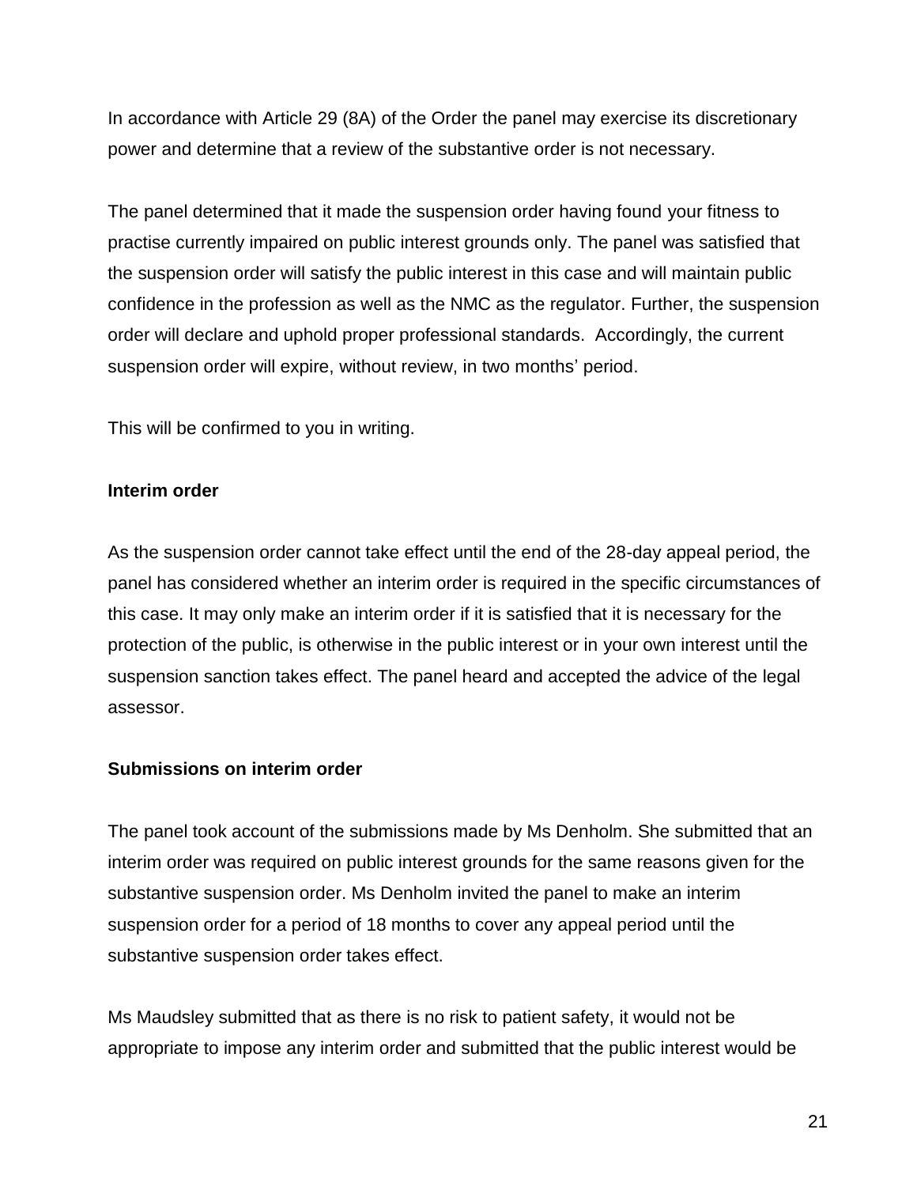In accordance with Article 29 (8A) of the Order the panel may exercise its discretionary power and determine that a review of the substantive order is not necessary.

The panel determined that it made the suspension order having found your fitness to practise currently impaired on public interest grounds only. The panel was satisfied that the suspension order will satisfy the public interest in this case and will maintain public confidence in the profession as well as the NMC as the regulator. Further, the suspension order will declare and uphold proper professional standards. Accordingly, the current suspension order will expire, without review, in two months' period.

This will be confirmed to you in writing.

**Interim order**

As the suspension order cannot take effect until the end of the 28-day appeal period, the panel has considered whether an interim order is required in the specific circumstances of this case. It may only make an interim order if it is satisfied that it is necessary for the protection of the public, is otherwise in the public interest or in your own interest until the suspension sanction takes effect. The panel heard and accepted the advice of the legal assessor.

**Submissions on interim order**

The panel took account of the submissions made by Ms Denholm. She submitted that an interim order was required on public interest grounds for the same reasons given for the substantive suspension order. Ms Denholm invited the panel to make an interim suspension order for a period of 18 months to cover any appeal period until the substantive suspension order takes effect.

Ms Maudsley submitted that as there is no risk to patient safety, it would not be appropriate to impose any interim order and submitted that the public interest would be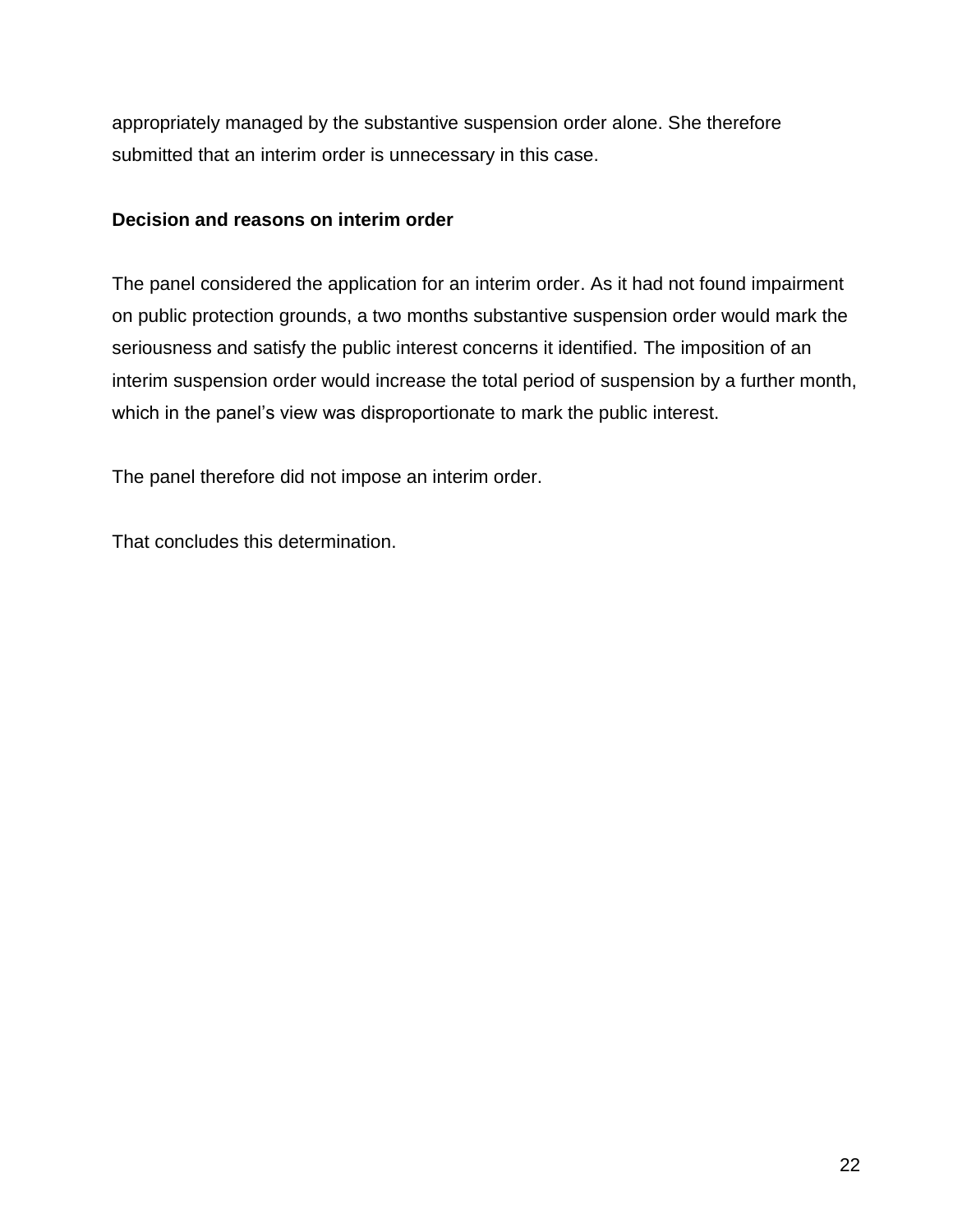appropriately managed by the substantive suspension order alone. She therefore submitted that an interim order is unnecessary in this case.

**Decision and reasons on interim order**

The panel considered the application for an interim order. As it had not found impairment on public protection grounds, a two months substantive suspension order would mark the seriousness and satisfy the public interest concerns it identified. The imposition of an interim suspension order would increase the total period of suspension by a further month, which in the panel's view was disproportionate to mark the public interest.

The panel therefore did not impose an interim order.

That concludes this determination.